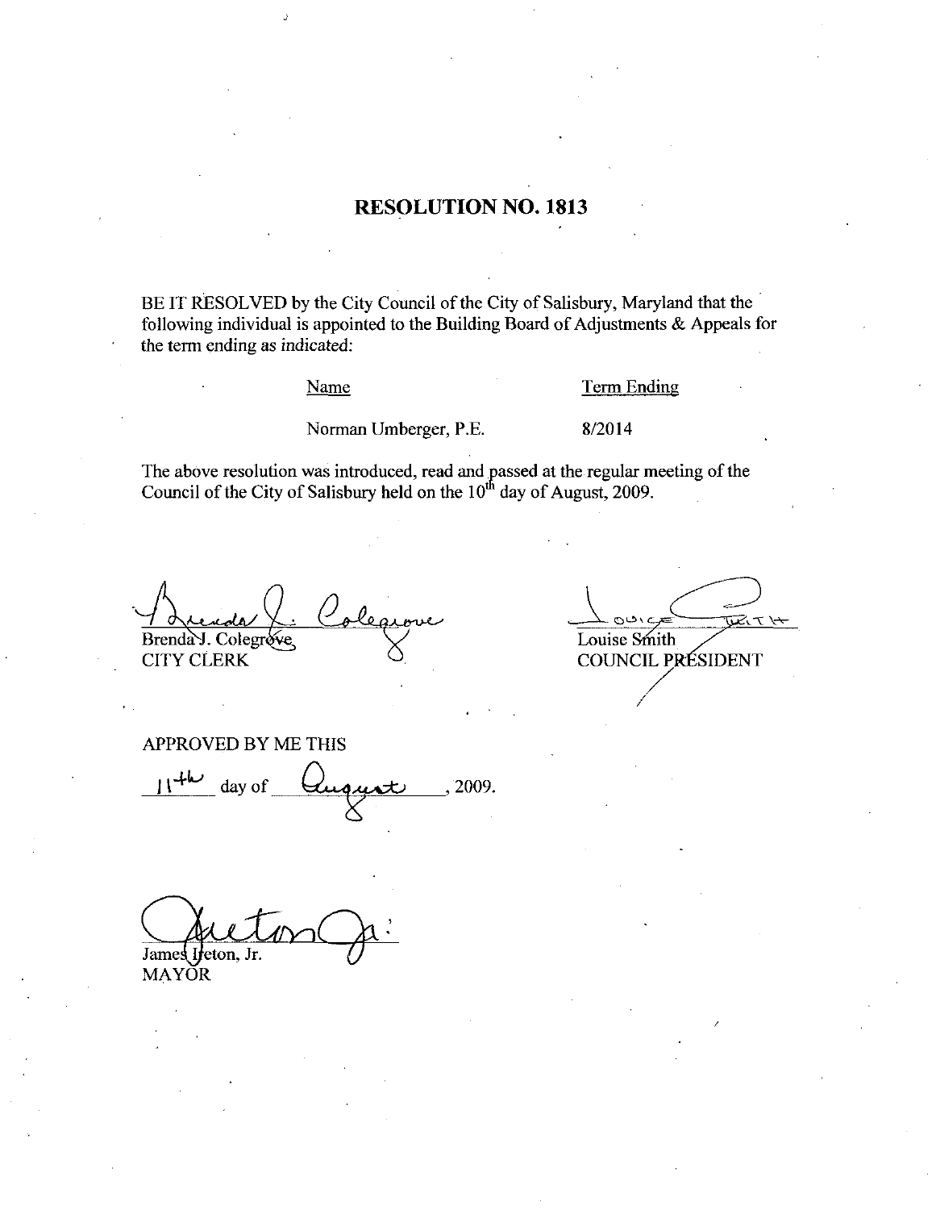# RESOLUTION NO. 1813

BE IT RESOLVED by the City Council of the City of Salisbury, Maryland that the following individual is appointed to the Building Board of Adjustments & Appeals for the term ending as indicated:

| Name | Term Ending |
| --- | --- |
| Norman Umberger, P.E. | 8/2014 |

The above resolution was introduced, read and passed at the regular meeting of the Council of the City of Salisbury held on the 10th day of August, 2009.

Brenda J. Colegrove
CITY CLERK

Louise Smith
COUNCIL PRESIDENT

APPROVED BY ME THIS

11th day of August, 2009.

James Ireton, Jr.
MAYOR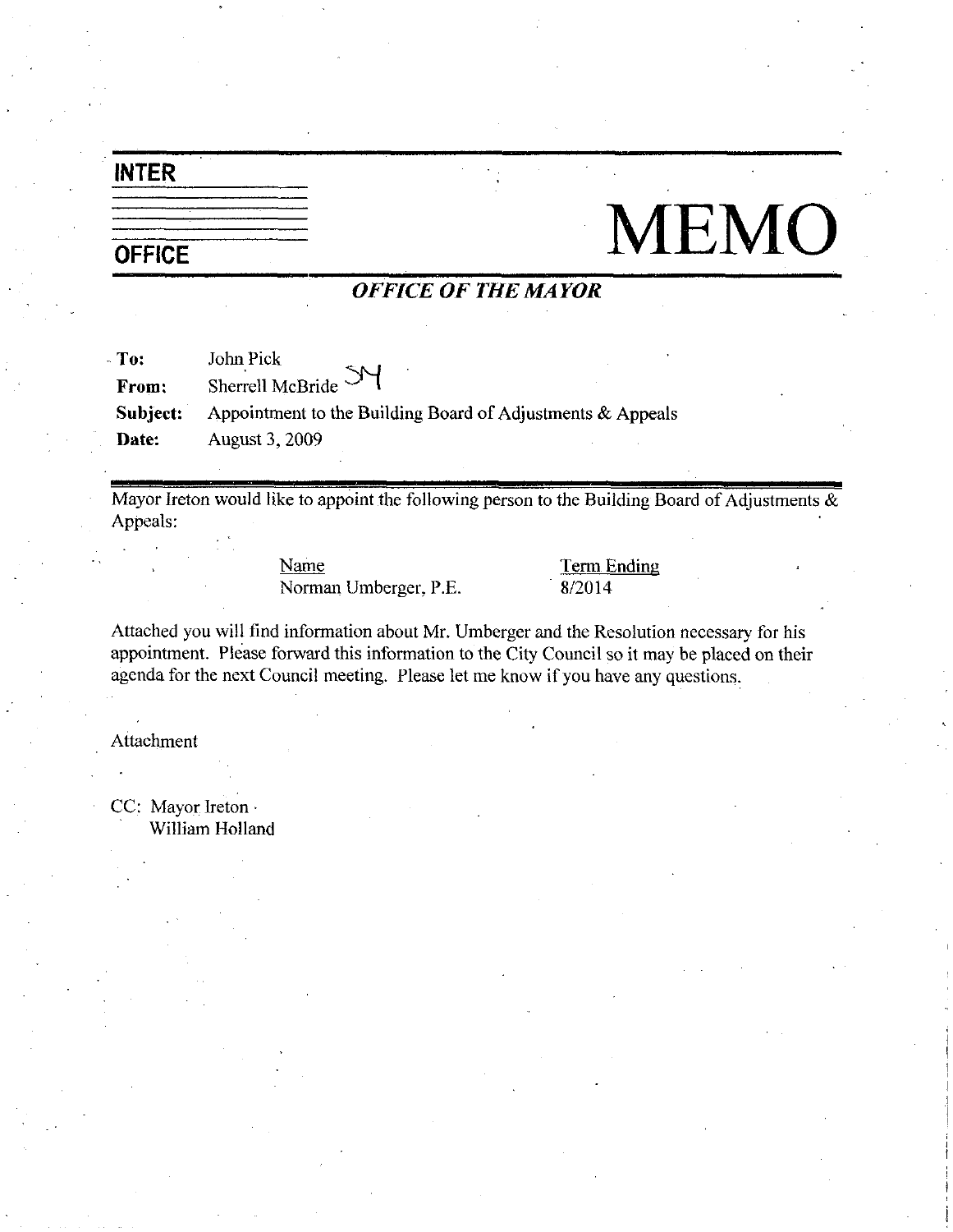**INTER OFFICE**

# MEMO

***OFFICE OF THE MAYOR***

**To:** John Pick
**From:** Sherrell McBride SM
**Subject:** Appointment to the Building Board of Adjustments & Appeals
**Date:** August 3, 2009

---

Mayor Ireton would like to appoint the following person to the Building Board of Adjustments & Appeals:

| Name | Term Ending |
|---|---|
| Norman Umberger, P.E. | 8/2014 |

Attached you will find information about Mr. Umberger and the Resolution necessary for his appointment. Please forward this information to the City Council so it may be placed on their agenda for the next Council meeting. Please let me know if you have any questions.

Attachment

CC: Mayor Ireton
William Holland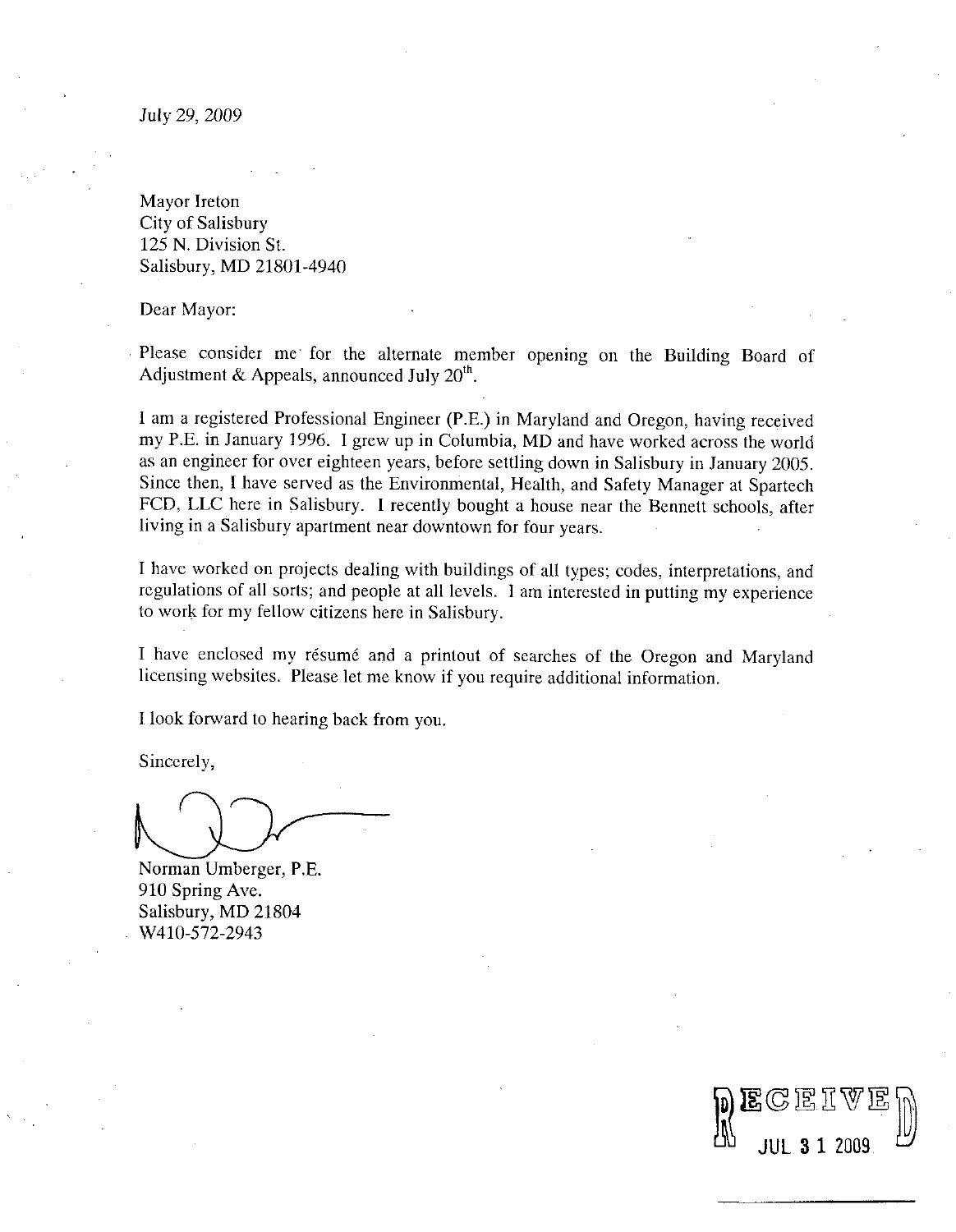July 29, 2009

Mayor Ireton
City of Salisbury
125 N. Division St.
Salisbury, MD 21801-4940

Dear Mayor:

Please consider me for the alternate member opening on the Building Board of Adjustment & Appeals, announced July 20th.

I am a registered Professional Engineer (P.E.) in Maryland and Oregon, having received my P.E. in January 1996. I grew up in Columbia, MD and have worked across the world as an engineer for over eighteen years, before settling down in Salisbury in January 2005. Since then, I have served as the Environmental, Health, and Safety Manager at Spartech FCD, LLC here in Salisbury. I recently bought a house near the Bennett schools, after living in a Salisbury apartment near downtown for four years.

I have worked on projects dealing with buildings of all types; codes, interpretations, and regulations of all sorts; and people at all levels. I am interested in putting my experience to work for my fellow citizens here in Salisbury.

I have enclosed my résumé and a printout of searches of the Oregon and Maryland licensing websites. Please let me know if you require additional information.

I look forward to hearing back from you.

Sincerely,

Norman Umberger, P.E.
910 Spring Ave.
Salisbury, MD 21804
W410-572-2943

RECEIVED
JUL 31 2009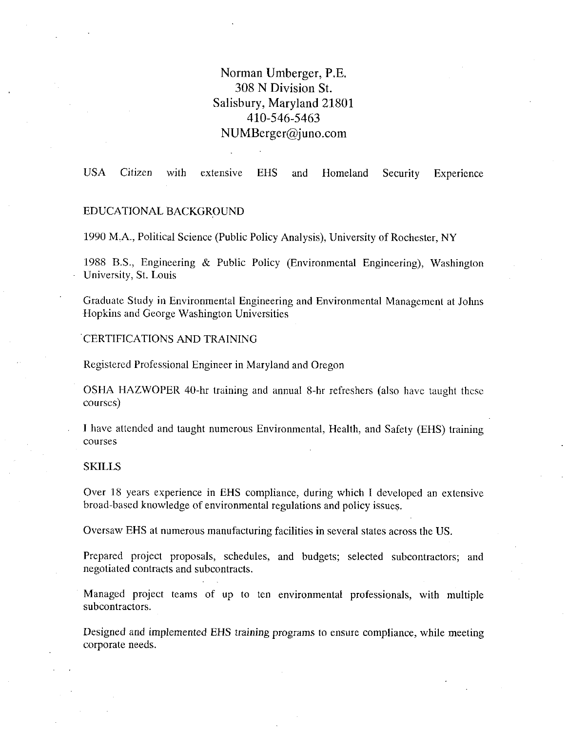Norman Umberger, P.E.
308 N Division St.
Salisbury, Maryland 21801
410-546-5463
NUMBerger@juno.com

USA Citizen with extensive EHS and Homeland Security Experience

## EDUCATIONAL BACKGROUND

1990 M.A., Political Science (Public Policy Analysis), University of Rochester, NY

1988 B.S., Engineering & Public Policy (Environmental Engineering), Washington University, St. Louis

Graduate Study in Environmental Engineering and Environmental Management at Johns Hopkins and George Washington Universities

## CERTIFICATIONS AND TRAINING

Registered Professional Engineer in Maryland and Oregon

OSHA HAZWOPER 40-hr training and annual 8-hr refreshers (also have taught these courses)

I have attended and taught numerous Environmental, Health, and Safety (EHS) training courses

## SKILLS

Over 18 years experience in EHS compliance, during which I developed an extensive broad-based knowledge of environmental regulations and policy issues.

Oversaw EHS at numerous manufacturing facilities in several states across the US.

Prepared project proposals, schedules, and budgets; selected subcontractors; and negotiated contracts and subcontracts.

Managed project teams of up to ten environmental professionals, with multiple subcontractors.

Designed and implemented EHS training programs to ensure compliance, while meeting corporate needs.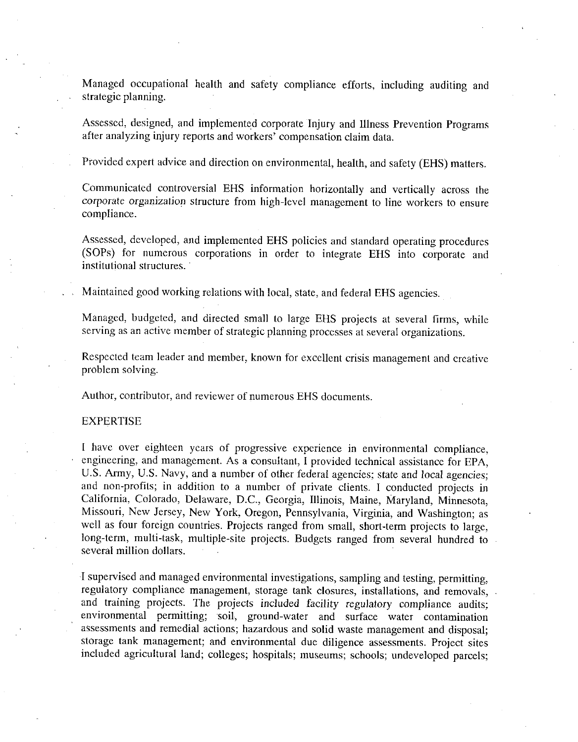Managed occupational health and safety compliance efforts, including auditing and strategic planning.

Assessed, designed, and implemented corporate Injury and Illness Prevention Programs after analyzing injury reports and workers' compensation claim data.

Provided expert advice and direction on environmental, health, and safety (EHS) matters.

Communicated controversial EHS information horizontally and vertically across the corporate organization structure from high-level management to line workers to ensure compliance.

Assessed, developed, and implemented EHS policies and standard operating procedures (SOPs) for numerous corporations in order to integrate EHS into corporate and institutional structures.

Maintained good working relations with local, state, and federal EHS agencies.

Managed, budgeted, and directed small to large EHS projects at several firms, while serving as an active member of strategic planning processes at several organizations.

Respected team leader and member, known for excellent crisis management and creative problem solving.

Author, contributor, and reviewer of numerous EHS documents.

## EXPERTISE

I have over eighteen years of progressive experience in environmental compliance, engineering, and management. As a consultant, I provided technical assistance for EPA, U.S. Army, U.S. Navy, and a number of other federal agencies; state and local agencies; and non-profits; in addition to a number of private clients. I conducted projects in California, Colorado, Delaware, D.C., Georgia, Illinois, Maine, Maryland, Minnesota, Missouri, New Jersey, New York, Oregon, Pennsylvania, Virginia, and Washington; as well as four foreign countries. Projects ranged from small, short-term projects to large, long-term, multi-task, multiple-site projects. Budgets ranged from several hundred to several million dollars.

I supervised and managed environmental investigations, sampling and testing, permitting, regulatory compliance management, storage tank closures, installations, and removals, and training projects. The projects included facility regulatory compliance audits; environmental permitting; soil, ground-water and surface water contamination assessments and remedial actions; hazardous and solid waste management and disposal; storage tank management; and environmental due diligence assessments. Project sites included agricultural land; colleges; hospitals; museums; schools; undeveloped parcels;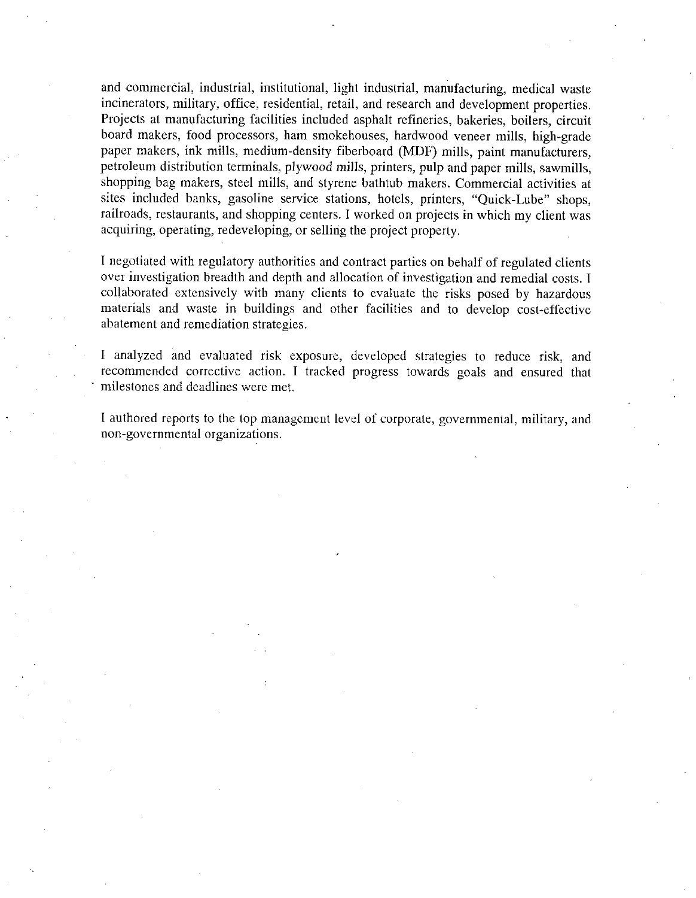and commercial, industrial, institutional, light industrial, manufacturing, medical waste incinerators, military, office, residential, retail, and research and development properties. Projects at manufacturing facilities included asphalt refineries, bakeries, boilers, circuit board makers, food processors, ham smokehouses, hardwood veneer mills, high-grade paper makers, ink mills, medium-density fiberboard (MDF) mills, paint manufacturers, petroleum distribution terminals, plywood mills, printers, pulp and paper mills, sawmills, shopping bag makers, steel mills, and styrene bathtub makers. Commercial activities at sites included banks, gasoline service stations, hotels, printers, "Quick-Lube" shops, railroads, restaurants, and shopping centers. I worked on projects in which my client was acquiring, operating, redeveloping, or selling the project property.

I negotiated with regulatory authorities and contract parties on behalf of regulated clients over investigation breadth and depth and allocation of investigation and remedial costs. I collaborated extensively with many clients to evaluate the risks posed by hazardous materials and waste in buildings and other facilities and to develop cost-effective abatement and remediation strategies.

I analyzed and evaluated risk exposure, developed strategies to reduce risk, and recommended corrective action. I tracked progress towards goals and ensured that milestones and deadlines were met.

I authored reports to the top management level of corporate, governmental, military, and non-governmental organizations.